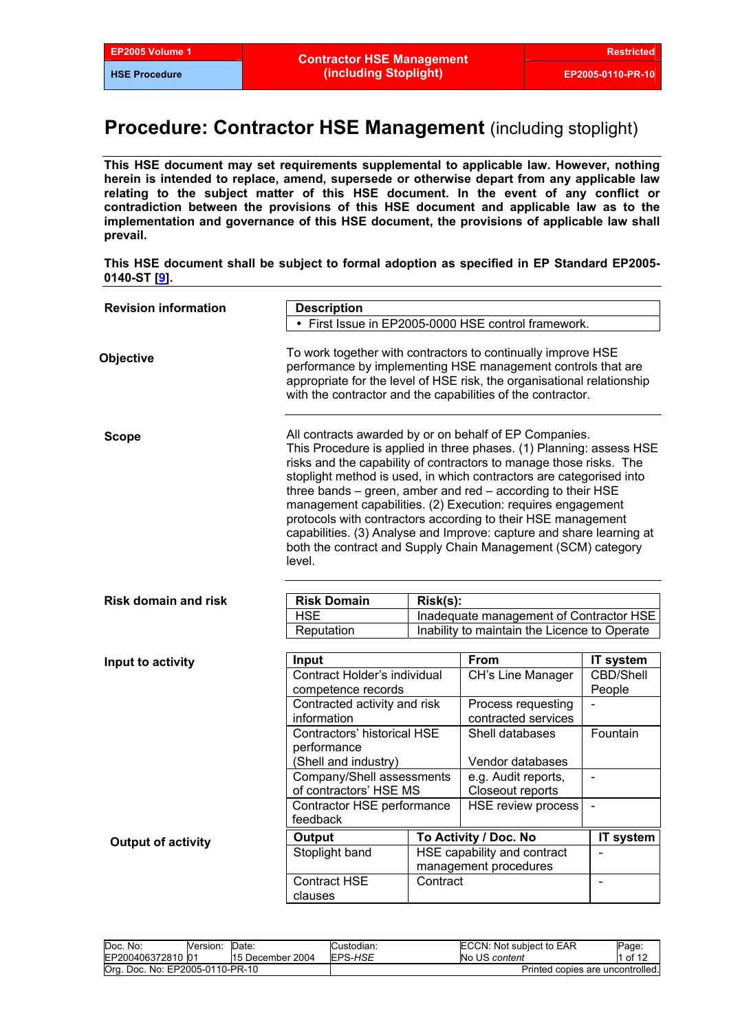# Procedure: Contractor HSE Management (including stoplight)

**This HSE document may set requirements supplemental to applicable law. However, nothing herein is intended to replace, amend, supersede or otherwise depart from any applicable law relating to the subject matter of this HSE document. In the event of any conflict or contradiction between the provisions of this HSE document and applicable law as to the implementation and governance of this HSE document, the provisions of applicable law shall prevail.**

**This HSE document shall be subject to formal adoption as specified in EP Standard EP2005-0140-ST [9].**

**Revision information**

| Description |
|---|
| • First Issue in EP2005-0000 HSE control framework. |

**Objective**

To work together with contractors to continually improve HSE performance by implementing HSE management controls that are appropriate for the level of HSE risk, the organisational relationship with the contractor and the capabilities of the contractor.

**Scope**

All contracts awarded by or on behalf of EP Companies.
This Procedure is applied in three phases. (1) Planning: assess HSE risks and the capability of contractors to manage those risks. The stoplight method is used, in which contractors are categorised into three bands – green, amber and red – according to their HSE management capabilities. (2) Execution: requires engagement protocols with contractors according to their HSE management capabilities. (3) Analyse and Improve: capture and share learning at both the contract and Supply Chain Management (SCM) category level.

**Risk domain and risk**

| Risk Domain | Risk(s): |
|---|---|
| HSE | Inadequate management of Contractor HSE |
| Reputation | Inability to maintain the Licence to Operate |

**Input to activity**

| Input | From | IT system |
|---|---|---|
| Contract Holder's individual competence records | CH's Line Manager | CBD/Shell People |
| Contracted activity and risk information | Process requesting contracted services | - |
| Contractors' historical HSE performance (Shell and industry) | Shell databases<br><br>Vendor databases | Fountain |
| Company/Shell assessments of contractors' HSE MS | e.g. Audit reports, Closeout reports | - |
| Contractor HSE performance feedback | HSE review process | - |

**Output of activity**

| Output | To Activity / Doc. No | IT system |
|---|---|---|
| Stoplight band | HSE capability and contract management procedures | - |
| Contract HSE clauses | Contract | - |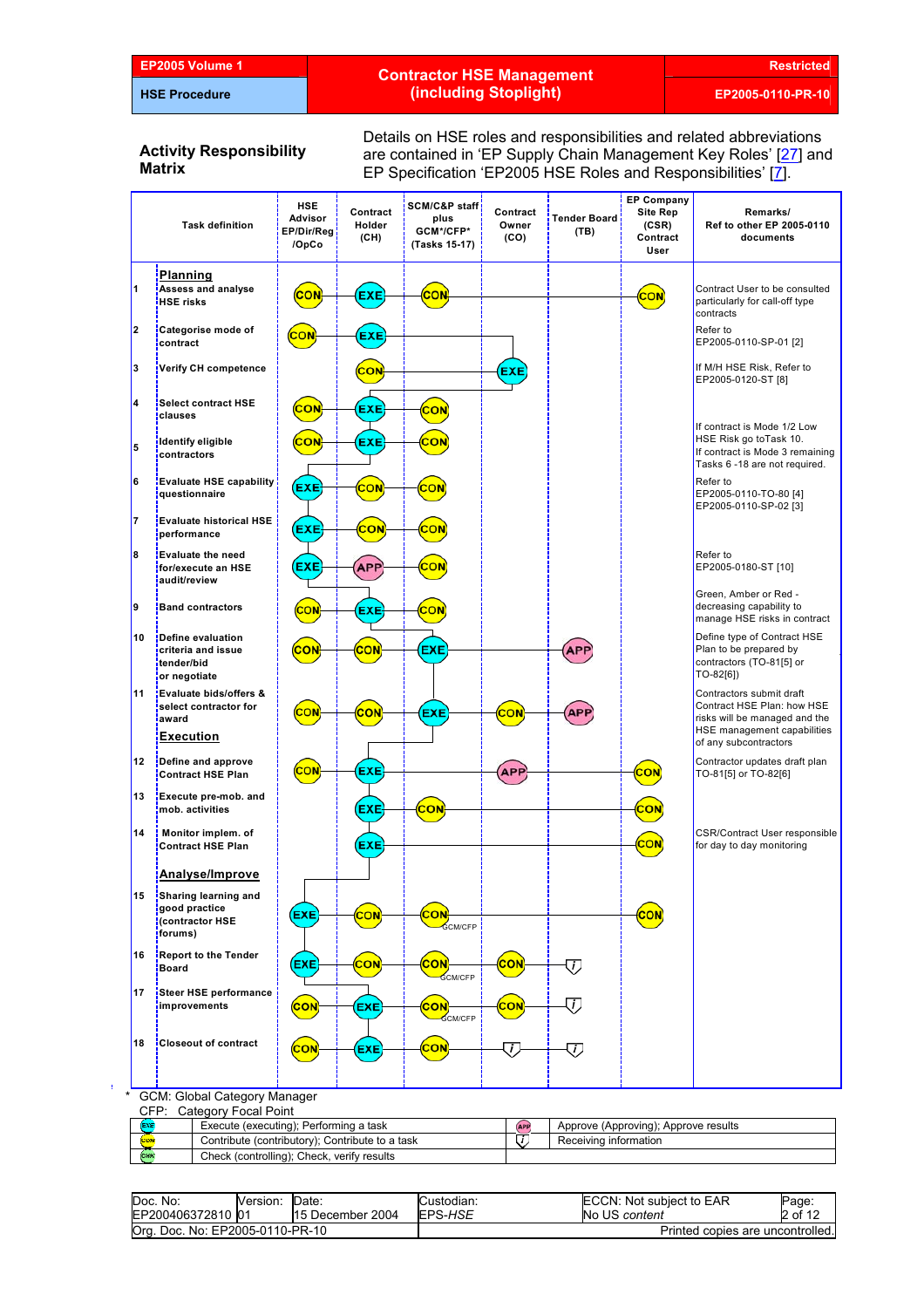## Activity Responsibility Matrix

Details on HSE roles and responsibilities and related abbreviations are contained in 'EP Supply Chain Management Key Roles' [27] and EP Specification 'EP2005 HSE Roles and Responsibilities' [7].

| | Task definition | HSE Advisor EP/Dir/Reg /OpCo | Contract Holder (CH) | SCM/C&P staff plus GCM*/CFP* (Tasks 15-17) | Contract Owner (CO) | Tender Board (TB) | EP Company Site Rep (CSR) Contract User | Remarks/ Ref to other EP 2005-0110 documents |
|---|---|---|---|---|---|---|---|---|
| | **Planning** | | | | | | | |
| 1 | Assess and analyse HSE risks | CON | EXE | CON | | | CON | Contract User to be consulted particularly for call-off type contracts |
| 2 | Categorise mode of contract | CON | EXE | | | | | Refer to EP2005-0110-SP-01 [2] |
| 3 | Verify CH competence | | CON | | EXE | | | If M/H HSE Risk, Refer to EP2005-0120-ST [8] |
| 4 | Select contract HSE clauses | CON | EXE | CON | | | | |
| 5 | Identify eligible contractors | CON | EXE | CON | | | | If contract is Mode 1/2 Low HSE Risk go toTask 10. If contract is Mode 3 remaining Tasks 6 -18 are not required. |
| 6 | Evaluate HSE capability questionnaire | EXE | CON | CON | | | | Refer to EP2005-0110-TO-80 [4] EP2005-0110-SP-02 [3] |
| 7 | Evaluate historical HSE performance | EXE | CON | CON | | | | |
| 8 | Evaluate the need for/execute an HSE audit/review | EXE | APP | CON | | | | Refer to EP2005-0180-ST [10] |
| 9 | Band contractors | CON | EXE | CON | | | | Green, Amber or Red - decreasing capability to manage HSE risks in contract |
| 10 | Define evaluation criteria and issue tender/bid or negotiate | CON | CON | EXE | | APP | | Define type of Contract HSE Plan to be prepared by contractors (TO-81[5] or TO-82[6]) |
| 11 | Evaluate bids/offers & select contractor for award | CON | CON | EXE | CON | APP | | Contractors submit draft Contract HSE Plan: how HSE risks will be managed and the HSE management capabilities of any subcontractors |
| | **Execution** | | | | | | | |
| 12 | Define and approve Contract HSE Plan | CON | EXE | | APP | | CON | Contractor updates draft plan TO-81[5] or TO-82[6] |
| 13 | Execute pre-mob. and mob. activities | | EXE | CON | | | CON | |
| 14 | Monitor implem. of Contract HSE Plan | | EXE | | | | CON | CSR/Contract User responsible for day to day monitoring |
| | **Analyse/Improve** | | | | | | | |
| 15 | Sharing learning and good practice (contractor HSE forums) | EXE | CON | CON (GCM/CFP) | | | CON | |
| 16 | Report to the Tender Board | EXE | CON | CON (GCM/CFP) | CON | i | | |
| 17 | Steer HSE performance improvements | CON | EXE | CON (GCM/CFP) | CON | i | | |
| 18 | Closeout of contract | CON | EXE | CON | i | i | | |

\* GCM: Global Category Manager
CFP: Category Focal Point

| | | | |
|---|---|---|---|
| EXE | Execute (executing); Performing a task | APP | Approve (Approving); Approve results |
| CON | Contribute (contributory); Contribute to a task | i | Receiving information |
| CHK | Check (controlling); Check, verify results | | |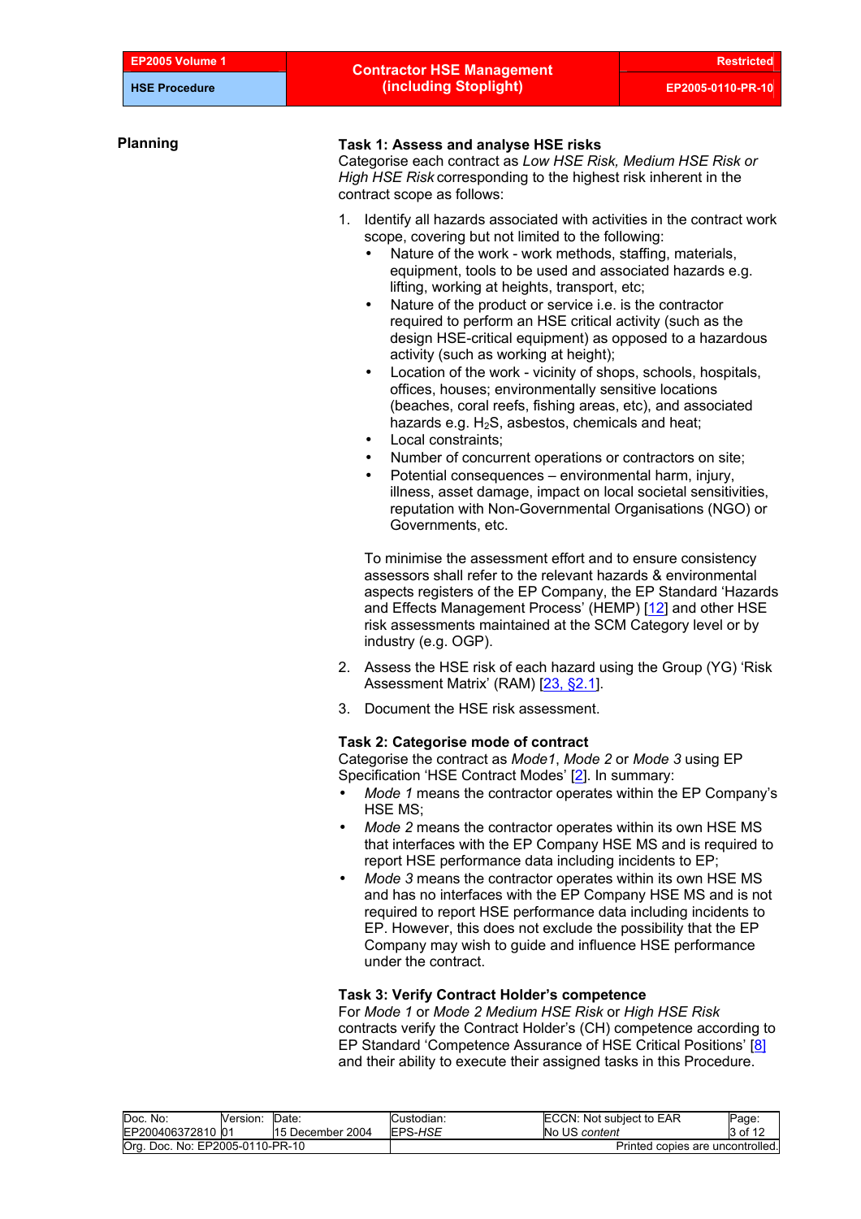## Planning

### Task 1: Assess and analyse HSE risks

Categorise each contract as *Low HSE Risk, Medium HSE Risk or High HSE Risk* corresponding to the highest risk inherent in the contract scope as follows:

1. Identify all hazards associated with activities in the contract work scope, covering but not limited to the following:
   - Nature of the work - work methods, staffing, materials, equipment, tools to be used and associated hazards e.g. lifting, working at heights, transport, etc;
   - Nature of the product or service i.e. is the contractor required to perform an HSE critical activity (such as the design HSE-critical equipment) as opposed to a hazardous activity (such as working at height);
   - Location of the work - vicinity of shops, schools, hospitals, offices, houses; environmentally sensitive locations (beaches, coral reefs, fishing areas, etc), and associated hazards e.g. $H_2S$, asbestos, chemicals and heat;
   - Local constraints;
   - Number of concurrent operations or contractors on site;
   - Potential consequences – environmental harm, injury, illness, asset damage, impact on local societal sensitivities, reputation with Non-Governmental Organisations (NGO) or Governments, etc.

   To minimise the assessment effort and to ensure consistency assessors shall refer to the relevant hazards & environmental aspects registers of the EP Company, the EP Standard 'Hazards and Effects Management Process' (HEMP) [12] and other HSE risk assessments maintained at the SCM Category level or by industry (e.g. OGP).

2. Assess the HSE risk of each hazard using the Group (YG) 'Risk Assessment Matrix' (RAM) [23, §2.1].

3. Document the HSE risk assessment.

### Task 2: Categorise mode of contract

Categorise the contract as *Mode1*, *Mode 2* or *Mode 3* using EP Specification 'HSE Contract Modes' [2]. In summary:

- *Mode 1* means the contractor operates within the EP Company's HSE MS;
- *Mode 2* means the contractor operates within its own HSE MS that interfaces with the EP Company HSE MS and is required to report HSE performance data including incidents to EP;
- *Mode 3* means the contractor operates within its own HSE MS and has no interfaces with the EP Company HSE MS and is not required to report HSE performance data including incidents to EP. However, this does not exclude the possibility that the EP Company may wish to guide and influence HSE performance under the contract.

### Task 3: Verify Contract Holder's competence

For *Mode 1* or *Mode 2 Medium HSE Risk* or *High HSE Risk* contracts verify the Contract Holder's (CH) competence according to EP Standard 'Competence Assurance of HSE Critical Positions' [8] and their ability to execute their assigned tasks in this Procedure.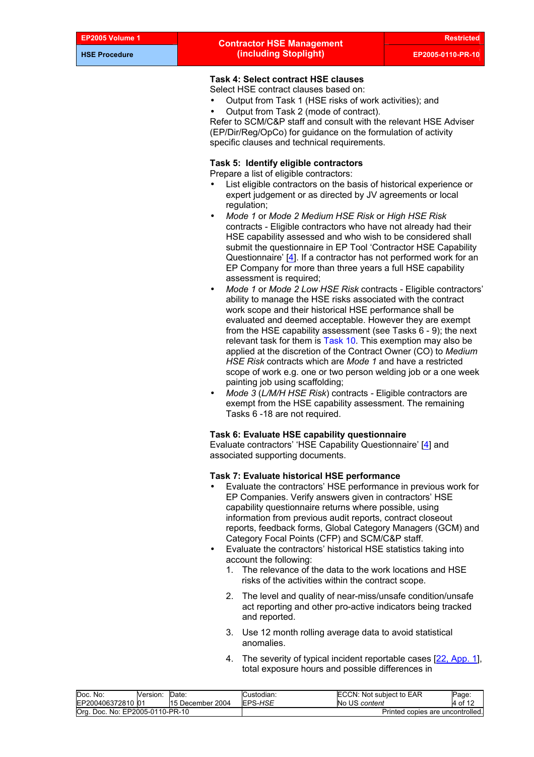**Task 4: Select contract HSE clauses**

Select HSE contract clauses based on:

- Output from Task 1 (HSE risks of work activities); and
- Output from Task 2 (mode of contract).

Refer to SCM/C&P staff and consult with the relevant HSE Adviser (EP/Dir/Reg/OpCo) for guidance on the formulation of activity specific clauses and technical requirements.

**Task 5: Identify eligible contractors**

Prepare a list of eligible contractors:

- List eligible contractors on the basis of historical experience or expert judgement or as directed by JV agreements or local regulation;
- *Mode 1* or *Mode 2 Medium HSE Risk* or *High HSE Risk* contracts - Eligible contractors who have not already had their HSE capability assessed and who wish to be considered shall submit the questionnaire in EP Tool 'Contractor HSE Capability Questionnaire' [4]. If a contractor has not performed work for an EP Company for more than three years a full HSE capability assessment is required;
- *Mode 1* or *Mode 2 Low HSE Risk* contracts - Eligible contractors' ability to manage the HSE risks associated with the contract work scope and their historical HSE performance shall be evaluated and deemed acceptable. However they are exempt from the HSE capability assessment (see Tasks 6 - 9); the next relevant task for them is Task 10. This exemption may also be applied at the discretion of the Contract Owner (CO) to *Medium HSE Risk* contracts which are *Mode 1* and have a restricted scope of work e.g. one or two person welding job or a one week painting job using scaffolding;
- *Mode 3* (*L/M/H HSE Risk*) contracts - Eligible contractors are exempt from the HSE capability assessment. The remaining Tasks 6 -18 are not required.

**Task 6: Evaluate HSE capability questionnaire**

Evaluate contractors' 'HSE Capability Questionnaire' [4] and associated supporting documents.

**Task 7: Evaluate historical HSE performance**

- Evaluate the contractors' HSE performance in previous work for EP Companies. Verify answers given in contractors' HSE capability questionnaire returns where possible, using information from previous audit reports, contract closeout reports, feedback forms, Global Category Managers (GCM) and Category Focal Points (CFP) and SCM/C&P staff.
- Evaluate the contractors' historical HSE statistics taking into account the following:
  1. The relevance of the data to the work locations and HSE risks of the activities within the contract scope.
  2. The level and quality of near-miss/unsafe condition/unsafe act reporting and other pro-active indicators being tracked and reported.
  3. Use 12 month rolling average data to avoid statistical anomalies.
  4. The severity of typical incident reportable cases [22, App. 1], total exposure hours and possible differences in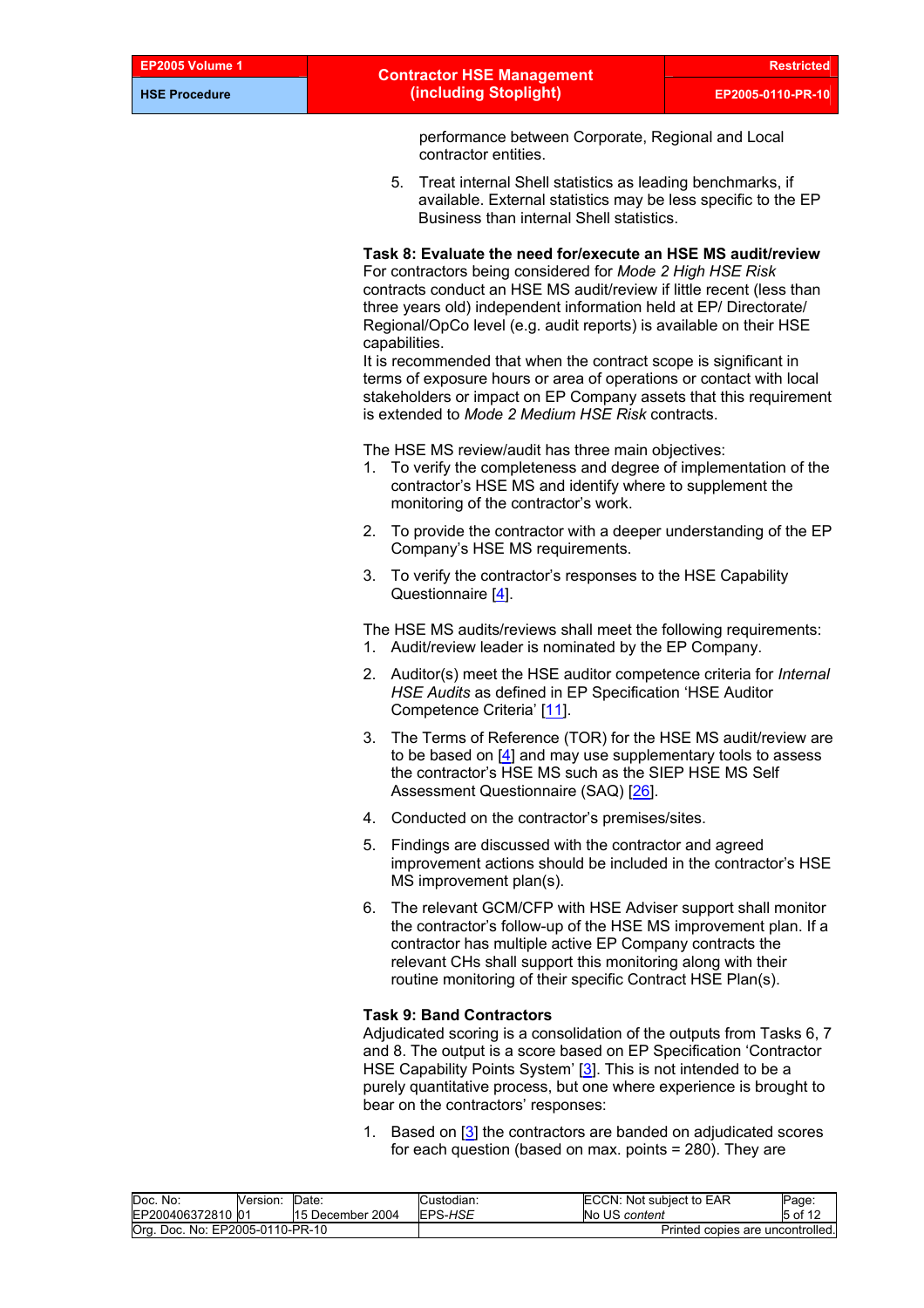performance between Corporate, Regional and Local contractor entities.

5. Treat internal Shell statistics as leading benchmarks, if available. External statistics may be less specific to the EP Business than internal Shell statistics.

**Task 8: Evaluate the need for/execute an HSE MS audit/review**

For contractors being considered for *Mode 2 High HSE Risk* contracts conduct an HSE MS audit/review if little recent (less than three years old) independent information held at EP/ Directorate/ Regional/OpCo level (e.g. audit reports) is available on their HSE capabilities.

It is recommended that when the contract scope is significant in terms of exposure hours or area of operations or contact with local stakeholders or impact on EP Company assets that this requirement is extended to *Mode 2 Medium HSE Risk* contracts.

The HSE MS review/audit has three main objectives:

1. To verify the completeness and degree of implementation of the contractor's HSE MS and identify where to supplement the monitoring of the contractor's work.
2. To provide the contractor with a deeper understanding of the EP Company's HSE MS requirements.
3. To verify the contractor's responses to the HSE Capability Questionnaire [4].

The HSE MS audits/reviews shall meet the following requirements:

1. Audit/review leader is nominated by the EP Company.
2. Auditor(s) meet the HSE auditor competence criteria for *Internal HSE Audits* as defined in EP Specification 'HSE Auditor Competence Criteria' [11].
3. The Terms of Reference (TOR) for the HSE MS audit/review are to be based on [4] and may use supplementary tools to assess the contractor's HSE MS such as the SIEP HSE MS Self Assessment Questionnaire (SAQ) [26].
4. Conducted on the contractor's premises/sites.
5. Findings are discussed with the contractor and agreed improvement actions should be included in the contractor's HSE MS improvement plan(s).
6. The relevant GCM/CFP with HSE Adviser support shall monitor the contractor's follow-up of the HSE MS improvement plan. If a contractor has multiple active EP Company contracts the relevant CHs shall support this monitoring along with their routine monitoring of their specific Contract HSE Plan(s).

**Task 9: Band Contractors**

Adjudicated scoring is a consolidation of the outputs from Tasks 6, 7 and 8. The output is a score based on EP Specification 'Contractor HSE Capability Points System' [3]. This is not intended to be a purely quantitative process, but one where experience is brought to bear on the contractors' responses:

1. Based on [3] the contractors are banded on adjudicated scores for each question (based on max. points = 280). They are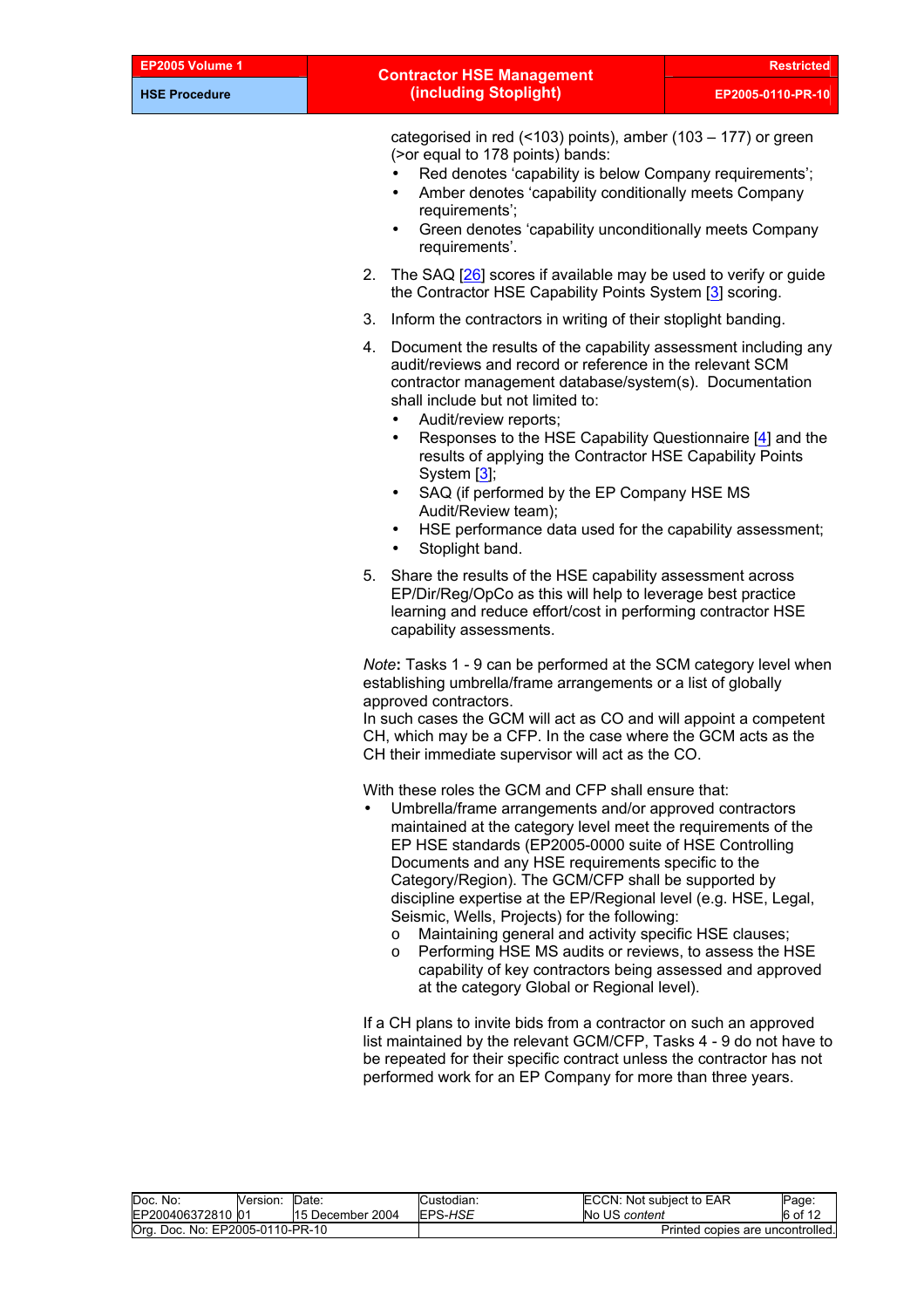categorised in red (<103) points), amber (103 – 177) or green (>or equal to 178 points) bands:

- Red denotes 'capability is below Company requirements';
- Amber denotes 'capability conditionally meets Company requirements';
- Green denotes 'capability unconditionally meets Company requirements'.

2. The SAQ [26] scores if available may be used to verify or guide the Contractor HSE Capability Points System [3] scoring.

3. Inform the contractors in writing of their stoplight banding.

4. Document the results of the capability assessment including any audit/reviews and record or reference in the relevant SCM contractor management database/system(s). Documentation shall include but not limited to:
   - Audit/review reports;
   - Responses to the HSE Capability Questionnaire [4] and the results of applying the Contractor HSE Capability Points System [3];
   - SAQ (if performed by the EP Company HSE MS Audit/Review team);
   - HSE performance data used for the capability assessment;
   - Stoplight band.

5. Share the results of the HSE capability assessment across EP/Dir/Reg/OpCo as this will help to leverage best practice learning and reduce effort/cost in performing contractor HSE capability assessments.

*Note***:** Tasks 1 - 9 can be performed at the SCM category level when establishing umbrella/frame arrangements or a list of globally approved contractors.
In such cases the GCM will act as CO and will appoint a competent CH, which may be a CFP. In the case where the GCM acts as the CH their immediate supervisor will act as the CO.

With these roles the GCM and CFP shall ensure that:

- Umbrella/frame arrangements and/or approved contractors maintained at the category level meet the requirements of the EP HSE standards (EP2005-0000 suite of HSE Controlling Documents and any HSE requirements specific to the Category/Region). The GCM/CFP shall be supported by discipline expertise at the EP/Regional level (e.g. HSE, Legal, Seismic, Wells, Projects) for the following:
  - Maintaining general and activity specific HSE clauses;
  - Performing HSE MS audits or reviews, to assess the HSE capability of key contractors being assessed and approved at the category Global or Regional level).

If a CH plans to invite bids from a contractor on such an approved list maintained by the relevant GCM/CFP, Tasks 4 - 9 do not have to be repeated for their specific contract unless the contractor has not performed work for an EP Company for more than three years.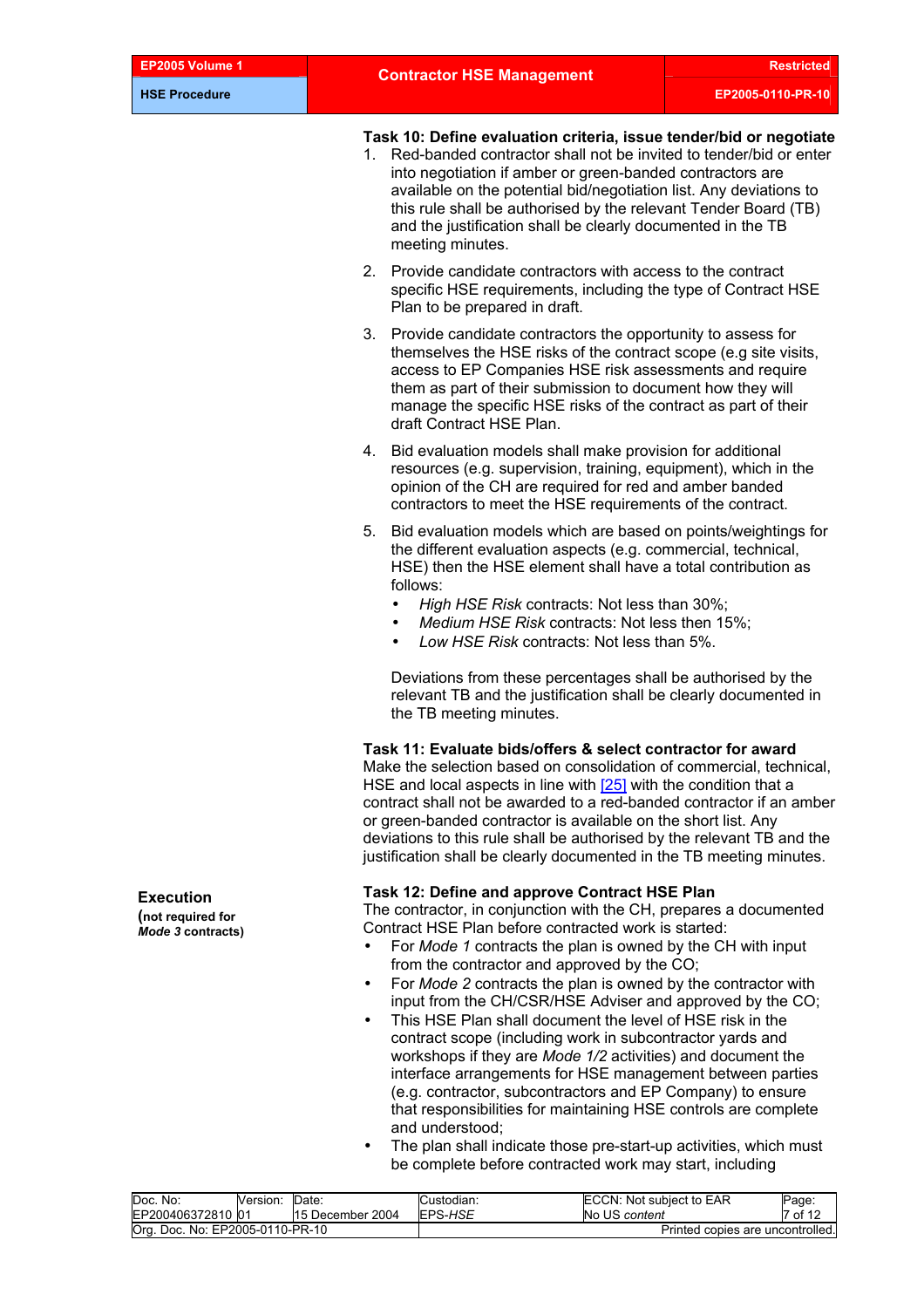### Task 10: Define evaluation criteria, issue tender/bid or negotiate

1. Red-banded contractor shall not be invited to tender/bid or enter into negotiation if amber or green-banded contractors are available on the potential bid/negotiation list. Any deviations to this rule shall be authorised by the relevant Tender Board (TB) and the justification shall be clearly documented in the TB meeting minutes.

2. Provide candidate contractors with access to the contract specific HSE requirements, including the type of Contract HSE Plan to be prepared in draft.

3. Provide candidate contractors the opportunity to assess for themselves the HSE risks of the contract scope (e.g site visits, access to EP Companies HSE risk assessments and require them as part of their submission to document how they will manage the specific HSE risks of the contract as part of their draft Contract HSE Plan.

4. Bid evaluation models shall make provision for additional resources (e.g. supervision, training, equipment), which in the opinion of the CH are required for red and amber banded contractors to meet the HSE requirements of the contract.

5. Bid evaluation models which are based on points/weightings for the different evaluation aspects (e.g. commercial, technical, HSE) then the HSE element shall have a total contribution as follows:
   - *High HSE Risk* contracts: Not less than 30%;
   - *Medium HSE Risk* contracts: Not less then 15%;
   - *Low HSE Risk* contracts: Not less than 5%.

   Deviations from these percentages shall be authorised by the relevant TB and the justification shall be clearly documented in the TB meeting minutes.

### Task 11: Evaluate bids/offers & select contractor for award

Make the selection based on consolidation of commercial, technical, HSE and local aspects in line with [25] with the condition that a contract shall not be awarded to a red-banded contractor if an amber or green-banded contractor is available on the short list. Any deviations to this rule shall be authorised by the relevant TB and the justification shall be clearly documented in the TB meeting minutes.

## Execution

**(not required for *Mode 3* contracts)**

### Task 12: Define and approve Contract HSE Plan

The contractor, in conjunction with the CH, prepares a documented Contract HSE Plan before contracted work is started:

- For *Mode 1* contracts the plan is owned by the CH with input from the contractor and approved by the CO;
- For *Mode 2* contracts the plan is owned by the contractor with input from the CH/CSR/HSE Adviser and approved by the CO;
- This HSE Plan shall document the level of HSE risk in the contract scope (including work in subcontractor yards and workshops if they are *Mode 1/2* activities) and document the interface arrangements for HSE management between parties (e.g. contractor, subcontractors and EP Company) to ensure that responsibilities for maintaining HSE controls are complete and understood;
- The plan shall indicate those pre-start-up activities, which must be complete before contracted work may start, including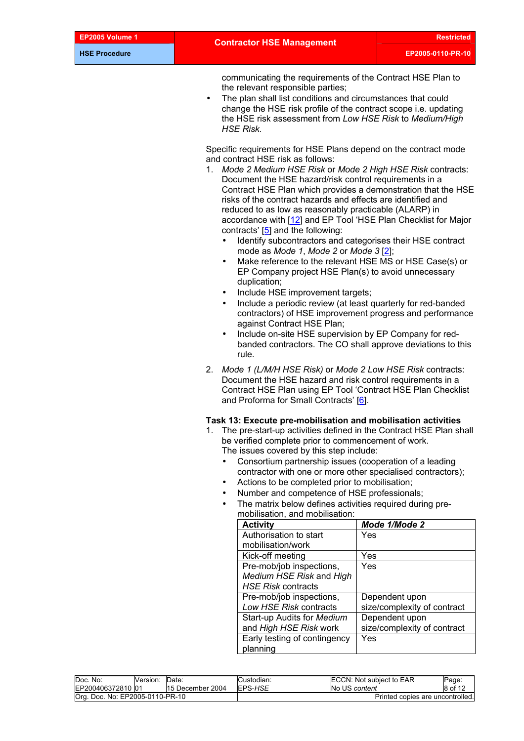communicating the requirements of the Contract HSE Plan to the relevant responsible parties;

- The plan shall list conditions and circumstances that could change the HSE risk profile of the contract scope i.e. updating the HSE risk assessment from *Low HSE Risk* to *Medium/High HSE Risk.*

Specific requirements for HSE Plans depend on the contract mode and contract HSE risk as follows:

1. *Mode 2 Medium HSE Risk* or *Mode 2 High HSE Risk* contracts: Document the HSE hazard/risk control requirements in a Contract HSE Plan which provides a demonstration that the HSE risks of the contract hazards and effects are identified and reduced to as low as reasonably practicable (ALARP) in accordance with [12] and EP Tool 'HSE Plan Checklist for Major contracts' [5] and the following:
   - Identify subcontractors and categorises their HSE contract mode as *Mode 1*, *Mode 2* or *Mode 3* [2];
   - Make reference to the relevant HSE MS or HSE Case(s) or EP Company project HSE Plan(s) to avoid unnecessary duplication;
   - Include HSE improvement targets;
   - Include a periodic review (at least quarterly for red-banded contractors) of HSE improvement progress and performance against Contract HSE Plan;
   - Include on-site HSE supervision by EP Company for red-banded contractors. The CO shall approve deviations to this rule.
2. *Mode 1 (L/M/H HSE Risk)* or *Mode 2 Low HSE Risk* contracts: Document the HSE hazard and risk control requirements in a Contract HSE Plan using EP Tool 'Contract HSE Plan Checklist and Proforma for Small Contracts' [6].

**Task 13: Execute pre-mobilisation and mobilisation activities**

1. The pre-start-up activities defined in the Contract HSE Plan shall be verified complete prior to commencement of work.
   The issues covered by this step include:
   - Consortium partnership issues (cooperation of a leading contractor with one or more other specialised contractors);
   - Actions to be completed prior to mobilisation;
   - Number and competence of HSE professionals;
   - The matrix below defines activities required during pre-mobilisation, and mobilisation:

| **Activity** | ***Mode 1/Mode 2*** |
|---|---|
| Authorisation to start mobilisation/work | Yes |
| Kick-off meeting | Yes |
| Pre-mob/job inspections, *Medium HSE Risk* and *High HSE Risk* contracts | Yes |
| Pre-mob/job inspections, *Low HSE Risk* contracts | Dependent upon size/complexity of contract |
| Start-up Audits for *Medium* and *High HSE Risk* work | Dependent upon size/complexity of contract |
| Early testing of contingency planning | Yes |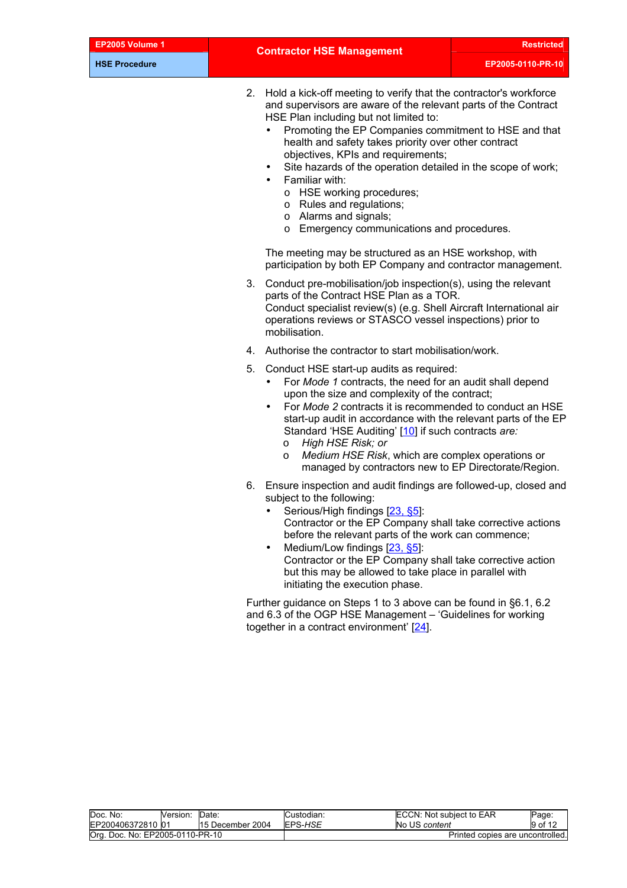2. Hold a kick-off meeting to verify that the contractor's workforce and supervisors are aware of the relevant parts of the Contract HSE Plan including but not limited to:
   - Promoting the EP Companies commitment to HSE and that health and safety takes priority over other contract objectives, KPIs and requirements;
   - Site hazards of the operation detailed in the scope of work;
   - Familiar with:
     - HSE working procedures;
     - Rules and regulations;
     - Alarms and signals;
     - Emergency communications and procedures.

   The meeting may be structured as an HSE workshop, with participation by both EP Company and contractor management.

3. Conduct pre-mobilisation/job inspection(s), using the relevant parts of the Contract HSE Plan as a TOR.
   Conduct specialist review(s) (e.g. Shell Aircraft International air operations reviews or STASCO vessel inspections) prior to mobilisation.

4. Authorise the contractor to start mobilisation/work.

5. Conduct HSE start-up audits as required:
   - For *Mode 1* contracts, the need for an audit shall depend upon the size and complexity of the contract;
   - For *Mode 2* contracts it is recommended to conduct an HSE start-up audit in accordance with the relevant parts of the EP Standard 'HSE Auditing' [10] if such contracts *are:*
     - *High HSE Risk; or*
     - *Medium HSE Risk*, which are complex operations or managed by contractors new to EP Directorate/Region.

6. Ensure inspection and audit findings are followed-up, closed and subject to the following:
   - Serious/High findings [23, §5]:
     Contractor or the EP Company shall take corrective actions before the relevant parts of the work can commence;
   - Medium/Low findings [23, §5]:
     Contractor or the EP Company shall take corrective action but this may be allowed to take place in parallel with initiating the execution phase.

Further guidance on Steps 1 to 3 above can be found in §6.1, 6.2 and 6.3 of the OGP HSE Management – 'Guidelines for working together in a contract environment' [24].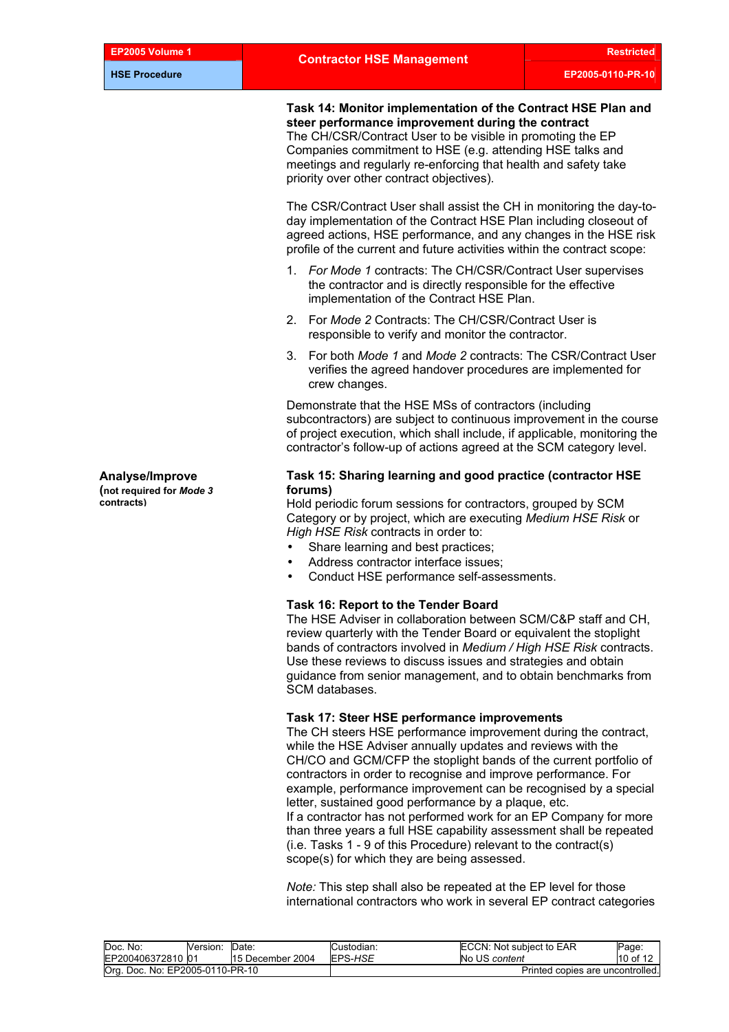**Task 14: Monitor implementation of the Contract HSE Plan and steer performance improvement during the contract**
The CH/CSR/Contract User to be visible in promoting the EP Companies commitment to HSE (e.g. attending HSE talks and meetings and regularly re-enforcing that health and safety take priority over other contract objectives).

The CSR/Contract User shall assist the CH in monitoring the day-to-day implementation of the Contract HSE Plan including closeout of agreed actions, HSE performance, and any changes in the HSE risk profile of the current and future activities within the contract scope:

1. *For Mode 1* contracts: The CH/CSR/Contract User supervises the contractor and is directly responsible for the effective implementation of the Contract HSE Plan.
2. For *Mode 2* Contracts: The CH/CSR/Contract User is responsible to verify and monitor the contractor.
3. For both *Mode 1* and *Mode 2* contracts: The CSR/Contract User verifies the agreed handover procedures are implemented for crew changes.

Demonstrate that the HSE MSs of contractors (including subcontractors) are subject to continuous improvement in the course of project execution, which shall include, if applicable, monitoring the contractor's follow-up of actions agreed at the SCM category level.

**Analyse/Improve**
**(not required for *Mode 3* contracts)**

**Task 15: Sharing learning and good practice (contractor HSE forums)**
Hold periodic forum sessions for contractors, grouped by SCM Category or by project, which are executing *Medium HSE Risk* or *High HSE Risk* contracts in order to:

- Share learning and best practices;
- Address contractor interface issues;
- Conduct HSE performance self-assessments.

**Task 16: Report to the Tender Board**
The HSE Adviser in collaboration between SCM/C&P staff and CH, review quarterly with the Tender Board or equivalent the stoplight bands of contractors involved in *Medium / High HSE Risk* contracts. Use these reviews to discuss issues and strategies and obtain guidance from senior management, and to obtain benchmarks from SCM databases.

**Task 17: Steer HSE performance improvements**
The CH steers HSE performance improvement during the contract, while the HSE Adviser annually updates and reviews with the CH/CO and GCM/CFP the stoplight bands of the current portfolio of contractors in order to recognise and improve performance. For example, performance improvement can be recognised by a special letter, sustained good performance by a plaque, etc.
If a contractor has not performed work for an EP Company for more than three years a full HSE capability assessment shall be repeated (i.e. Tasks 1 - 9 of this Procedure) relevant to the contract(s) scope(s) for which they are being assessed.

*Note:* This step shall also be repeated at the EP level for those international contractors who work in several EP contract categories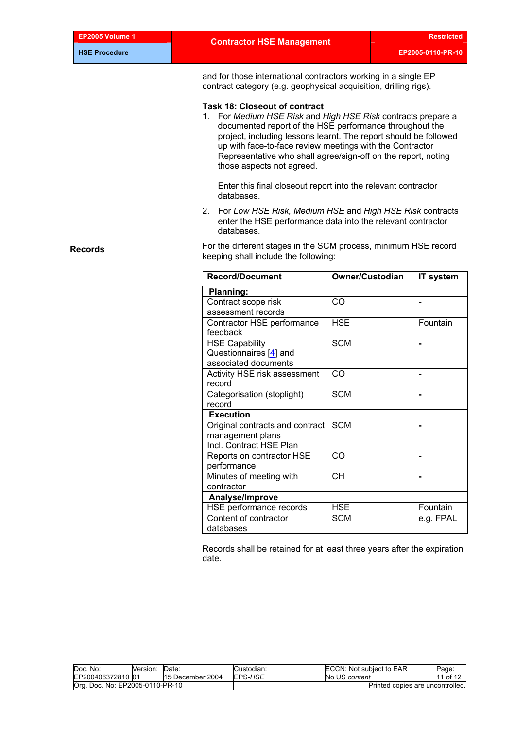and for those international contractors working in a single EP contract category (e.g. geophysical acquisition, drilling rigs).

**Task 18: Closeout of contract**

1. For *Medium HSE Risk* and *High HSE Risk* contracts prepare a documented report of the HSE performance throughout the project, including lessons learnt. The report should be followed up with face-to-face review meetings with the Contractor Representative who shall agree/sign-off on the report, noting those aspects not agreed.

   Enter this final closeout report into the relevant contractor databases.

2. For *Low HSE Risk, Medium HSE* and *High HSE Risk* contracts enter the HSE performance data into the relevant contractor databases.

## Records

For the different stages in the SCM process, minimum HSE record keeping shall include the following:

| Record/Document | Owner/Custodian | IT system |
|---|---|---|
| **Planning:** | | |
| Contract scope risk assessment records | CO | - |
| Contractor HSE performance feedback | HSE | Fountain |
| HSE Capability Questionnaires [4] and associated documents | SCM | - |
| Activity HSE risk assessment record | CO | - |
| Categorisation (stoplight) record | SCM | - |
| **Execution** | | |
| Original contracts and contract management plans Incl. Contract HSE Plan | SCM | - |
| Reports on contractor HSE performance | CO | - |
| Minutes of meeting with contractor | CH | - |
| **Analyse/Improve** | | |
| HSE performance records | HSE | Fountain |
| Content of contractor databases | SCM | e.g. FPAL |

Records shall be retained for at least three years after the expiration date.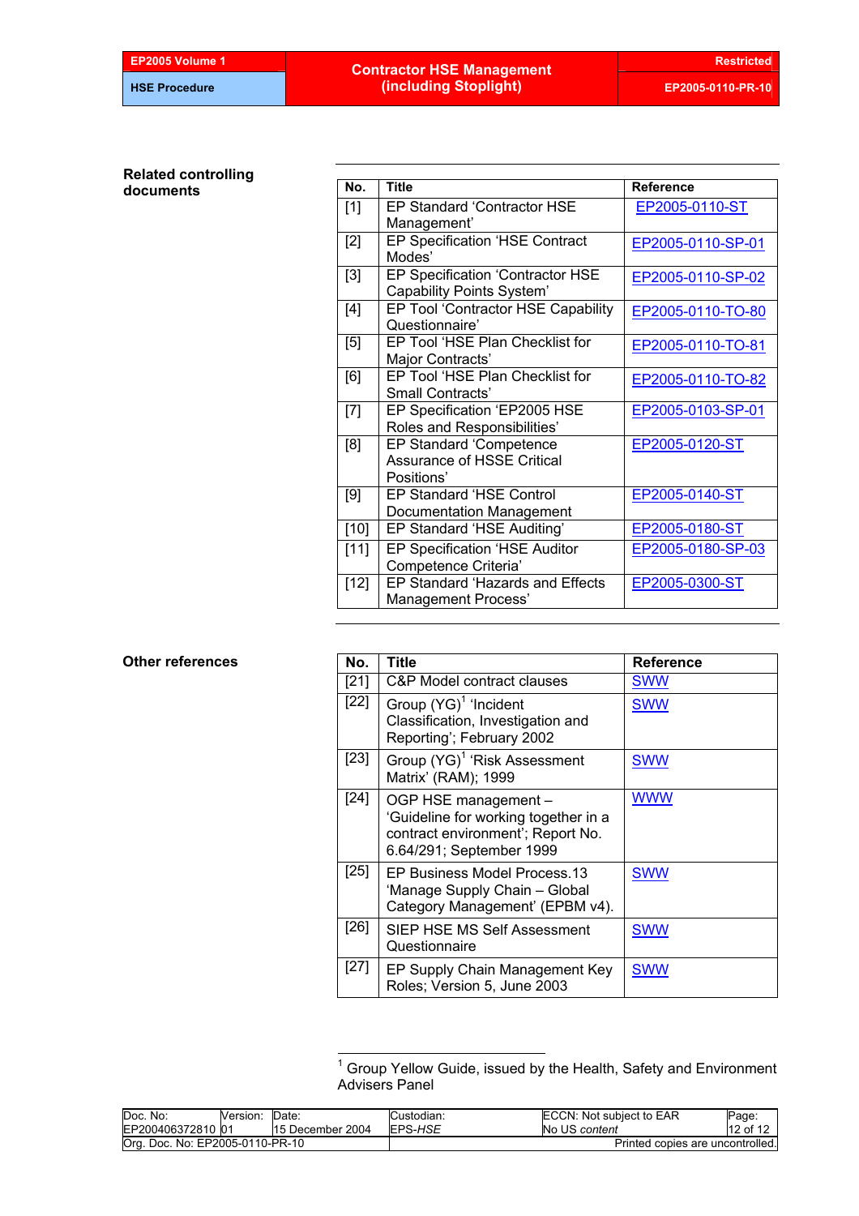**Related controlling documents**

| No. | Title | Reference |
|---|---|---|
| [1] | EP Standard 'Contractor HSE Management' | EP2005-0110-ST |
| [2] | EP Specification 'HSE Contract Modes' | EP2005-0110-SP-01 |
| [3] | EP Specification 'Contractor HSE Capability Points System' | EP2005-0110-SP-02 |
| [4] | EP Tool 'Contractor HSE Capability Questionnaire' | EP2005-0110-TO-80 |
| [5] | EP Tool 'HSE Plan Checklist for Major Contracts' | EP2005-0110-TO-81 |
| [6] | EP Tool 'HSE Plan Checklist for Small Contracts' | EP2005-0110-TO-82 |
| [7] | EP Specification 'EP2005 HSE Roles and Responsibilities' | EP2005-0103-SP-01 |
| [8] | EP Standard 'Competence Assurance of HSSE Critical Positions' | EP2005-0120-ST |
| [9] | EP Standard 'HSE Control Documentation Management | EP2005-0140-ST |
| [10] | EP Standard 'HSE Auditing' | EP2005-0180-ST |
| [11] | EP Specification 'HSE Auditor Competence Criteria' | EP2005-0180-SP-03 |
| [12] | EP Standard 'Hazards and Effects Management Process' | EP2005-0300-ST |

**Other references**

| No. | Title | Reference |
|---|---|---|
| [21] | C&P Model contract clauses | SWW |
| [22] | Group (YG)[1] 'Incident Classification, Investigation and Reporting'; February 2002 | SWW |
| [23] | Group (YG)[1] 'Risk Assessment Matrix' (RAM); 1999 | SWW |
| [24] | OGP HSE management – 'Guideline for working together in a contract environment'; Report No. 6.64/291; September 1999 | WWW |
| [25] | EP Business Model Process.13 'Manage Supply Chain – Global Category Management' (EPBM v4). | SWW |
| [26] | SIEP HSE MS Self Assessment Questionnaire | SWW |
| [27] | EP Supply Chain Management Key Roles; Version 5, June 2003 | SWW |

[1] Group Yellow Guide, issued by the Health, Safety and Environment Advisers Panel